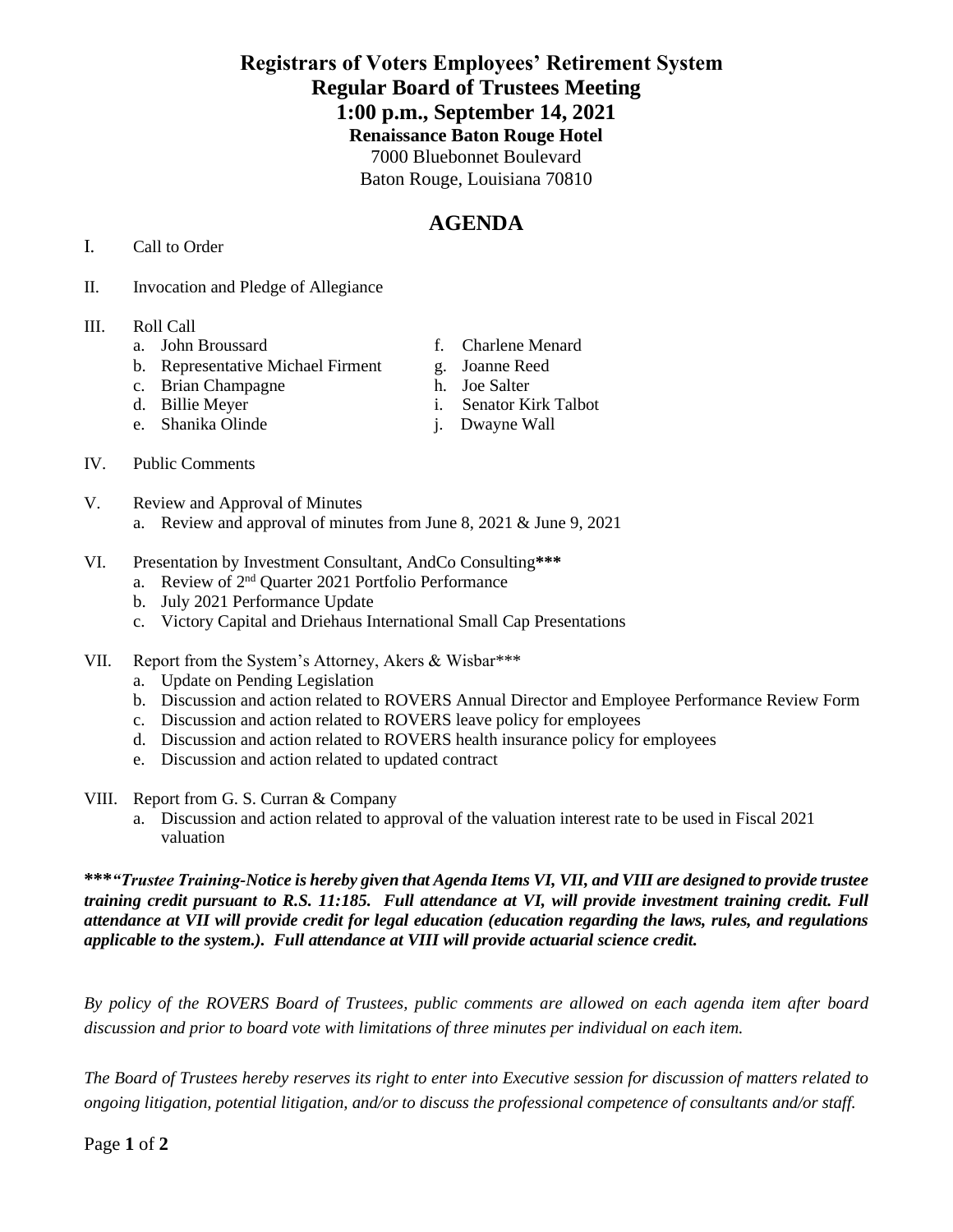# Registrars of Voters Employees' Retirement System
# Regular Board of Trustees Meeting
# 1:00 p.m., September 14, 2021

**Renaissance Baton Rouge Hotel**
7000 Bluebonnet Boulevard
Baton Rouge, Louisiana 70810

## AGENDA

I. Call to Order

II. Invocation and Pledge of Allegiance

III. Roll Call
   - a. John Broussard
   - b. Representative Michael Firment
   - c. Brian Champagne
   - d. Billie Meyer
   - e. Shanika Olinde
   - f. Charlene Menard
   - g. Joanne Reed
   - h. Joe Salter
   - i. Senator Kirk Talbot
   - j. Dwayne Wall

IV. Public Comments

V. Review and Approval of Minutes
   - a. Review and approval of minutes from June 8, 2021 & June 9, 2021

VI. Presentation by Investment Consultant, AndCo Consulting**\*\*\***
   - a. Review of 2nd Quarter 2021 Portfolio Performance
   - b. July 2021 Performance Update
   - c. Victory Capital and Driehaus International Small Cap Presentations

VII. Report from the System's Attorney, Akers & Wisbar***
   - a. Update on Pending Legislation
   - b. Discussion and action related to ROVERS Annual Director and Employee Performance Review Form
   - c. Discussion and action related to ROVERS leave policy for employees
   - d. Discussion and action related to ROVERS health insurance policy for employees
   - e. Discussion and action related to updated contract

VIII. Report from G. S. Curran & Company
   - a. Discussion and action related to approval of the valuation interest rate to be used in Fiscal 2021 valuation

***\*\*\*"Trustee Training-Notice is hereby given that Agenda Items VI, VII, and VIII are designed to provide trustee training credit pursuant to R.S. 11:185. Full attendance at VI, will provide investment training credit. Full attendance at VII will provide credit for legal education (education regarding the laws, rules, and regulations applicable to the system.). Full attendance at VIII will provide actuarial science credit.***

*By policy of the ROVERS Board of Trustees, public comments are allowed on each agenda item after board discussion and prior to board vote with limitations of three minutes per individual on each item.*

*The Board of Trustees hereby reserves its right to enter into Executive session for discussion of matters related to ongoing litigation, potential litigation, and/or to discuss the professional competence of consultants and/or staff.*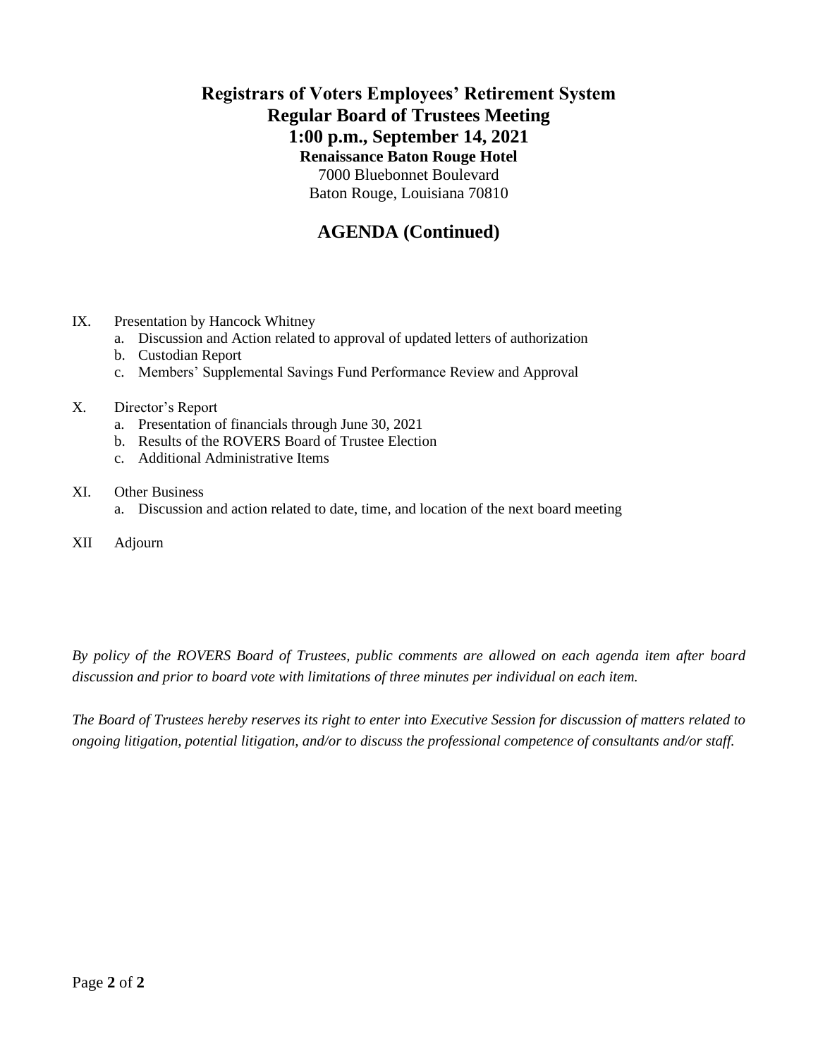# Registrars of Voters Employees' Retirement System
## Regular Board of Trustees Meeting
## 1:00 p.m., September 14, 2021
### Renaissance Baton Rouge Hotel

7000 Bluebonnet Boulevard
Baton Rouge, Louisiana 70810

## AGENDA (Continued)

IX. Presentation by Hancock Whitney
   a. Discussion and Action related to approval of updated letters of authorization
   b. Custodian Report
   c. Members' Supplemental Savings Fund Performance Review and Approval

X. Director's Report
   a. Presentation of financials through June 30, 2021
   b. Results of the ROVERS Board of Trustee Election
   c. Additional Administrative Items

XI. Other Business
   a. Discussion and action related to date, time, and location of the next board meeting

XII Adjourn

*By policy of the ROVERS Board of Trustees, public comments are allowed on each agenda item after board discussion and prior to board vote with limitations of three minutes per individual on each item.*

*The Board of Trustees hereby reserves its right to enter into Executive Session for discussion of matters related to ongoing litigation, potential litigation, and/or to discuss the professional competence of consultants and/or staff.*